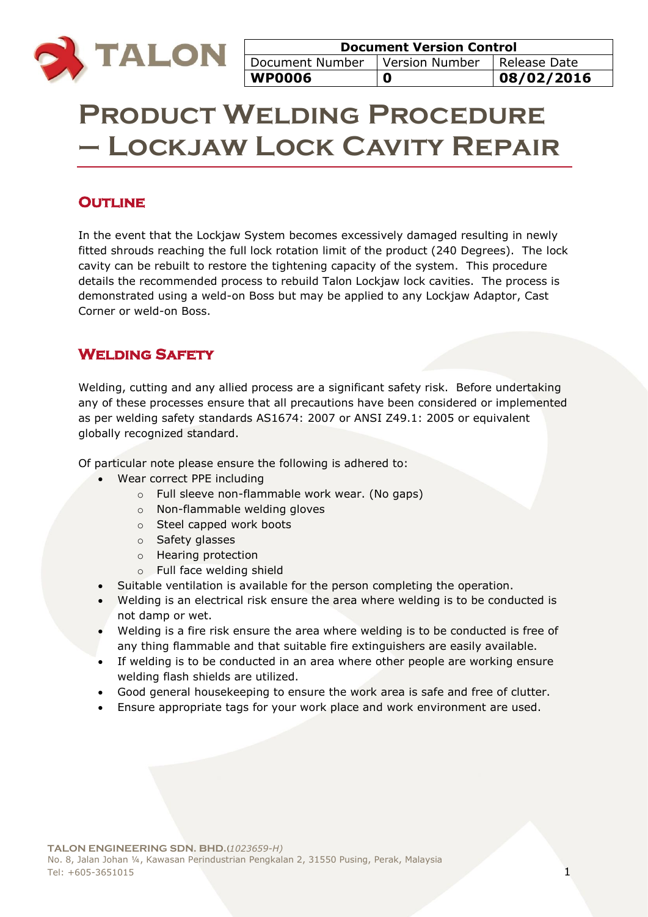| Document Version Control | | |
|---|---|---|
| Document Number | Version Number | Release Date |
| **WP0006** | **0** | **08/02/2016** |

# Product Welding Procedure – Lockjaw Lock Cavity Repair

## Outline

In the event that the Lockjaw System becomes excessively damaged resulting in newly fitted shrouds reaching the full lock rotation limit of the product (240 Degrees). The lock cavity can be rebuilt to restore the tightening capacity of the system. This procedure details the recommended process to rebuild Talon Lockjaw lock cavities. The process is demonstrated using a weld-on Boss but may be applied to any Lockjaw Adaptor, Cast Corner or weld-on Boss.

## Welding Safety

Welding, cutting and any allied process are a significant safety risk. Before undertaking any of these processes ensure that all precautions have been considered or implemented as per welding safety standards AS1674: 2007 or ANSI Z49.1: 2005 or equivalent globally recognized standard.

Of particular note please ensure the following is adhered to:

- Wear correct PPE including
  - Full sleeve non-flammable work wear. (No gaps)
  - Non-flammable welding gloves
  - Steel capped work boots
  - Safety glasses
  - Hearing protection
  - Full face welding shield
- Suitable ventilation is available for the person completing the operation.
- Welding is an electrical risk ensure the area where welding is to be conducted is not damp or wet.
- Welding is a fire risk ensure the area where welding is to be conducted is free of any thing flammable and that suitable fire extinguishers are easily available.
- If welding is to be conducted in an area where other people are working ensure welding flash shields are utilized.
- Good general housekeeping to ensure the work area is safe and free of clutter.
- Ensure appropriate tags for your work place and work environment are used.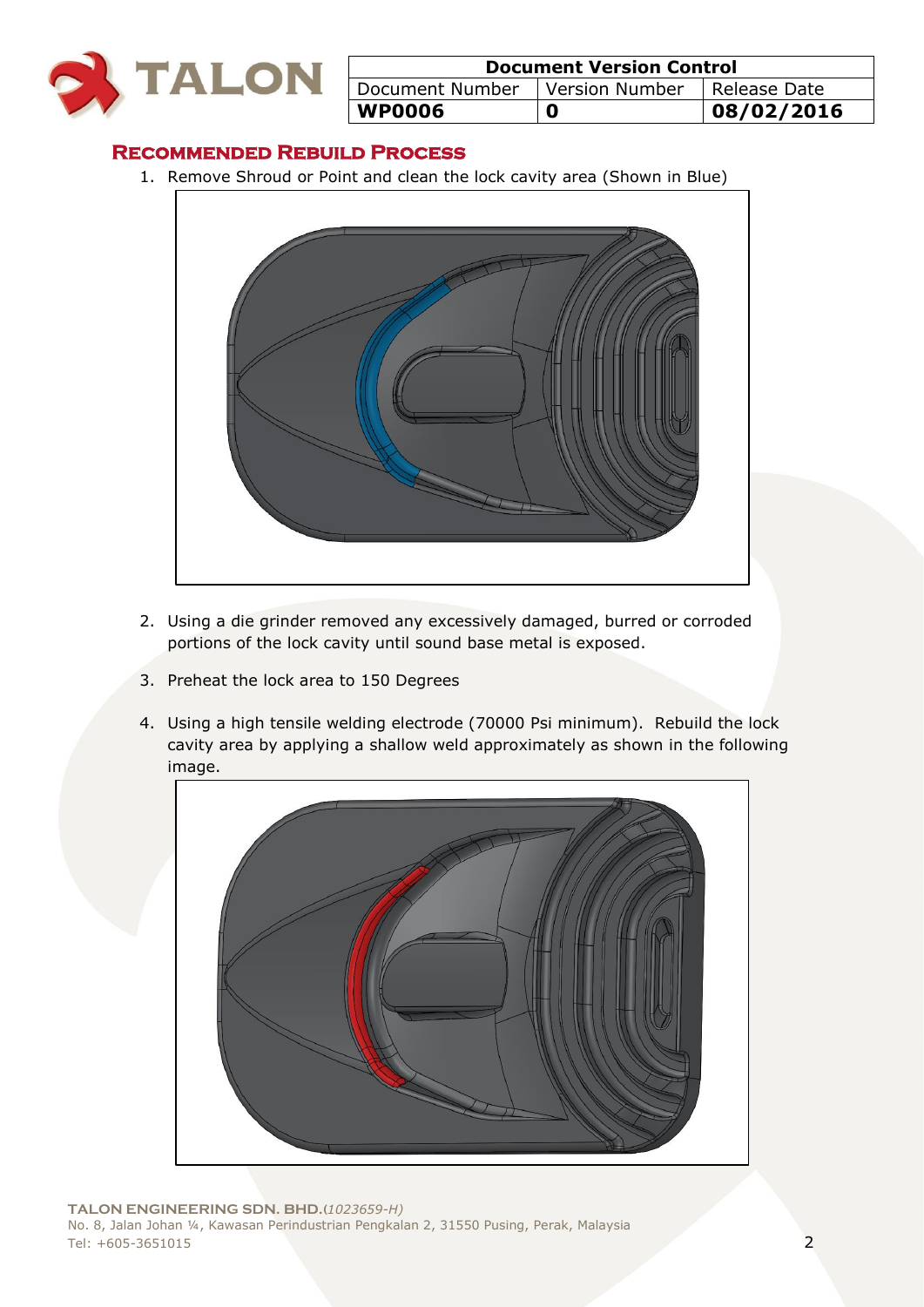| Document Version Control | | |
| --- | --- | --- |
| Document Number | Version Number | Release Date |
| **WP0006** | **0** | **08/02/2016** |

## Recommended Rebuild Process

1. Remove Shroud or Point and clean the lock cavity area (Shown in Blue)

2. Using a die grinder removed any excessively damaged, burred or corroded portions of the lock cavity until sound base metal is exposed.

3. Preheat the lock area to 150 Degrees

4. Using a high tensile welding electrode (70000 Psi minimum). Rebuild the lock cavity area by applying a shallow weld approximately as shown in the following image.

**TALON ENGINEERING SDN. BHD.**(*1023659-H)*
No. 8, Jalan Johan ¼, Kawasan Perindustrian Pengkalan 2, 31550 Pusing, Perak, Malaysia
Tel: +605-3651015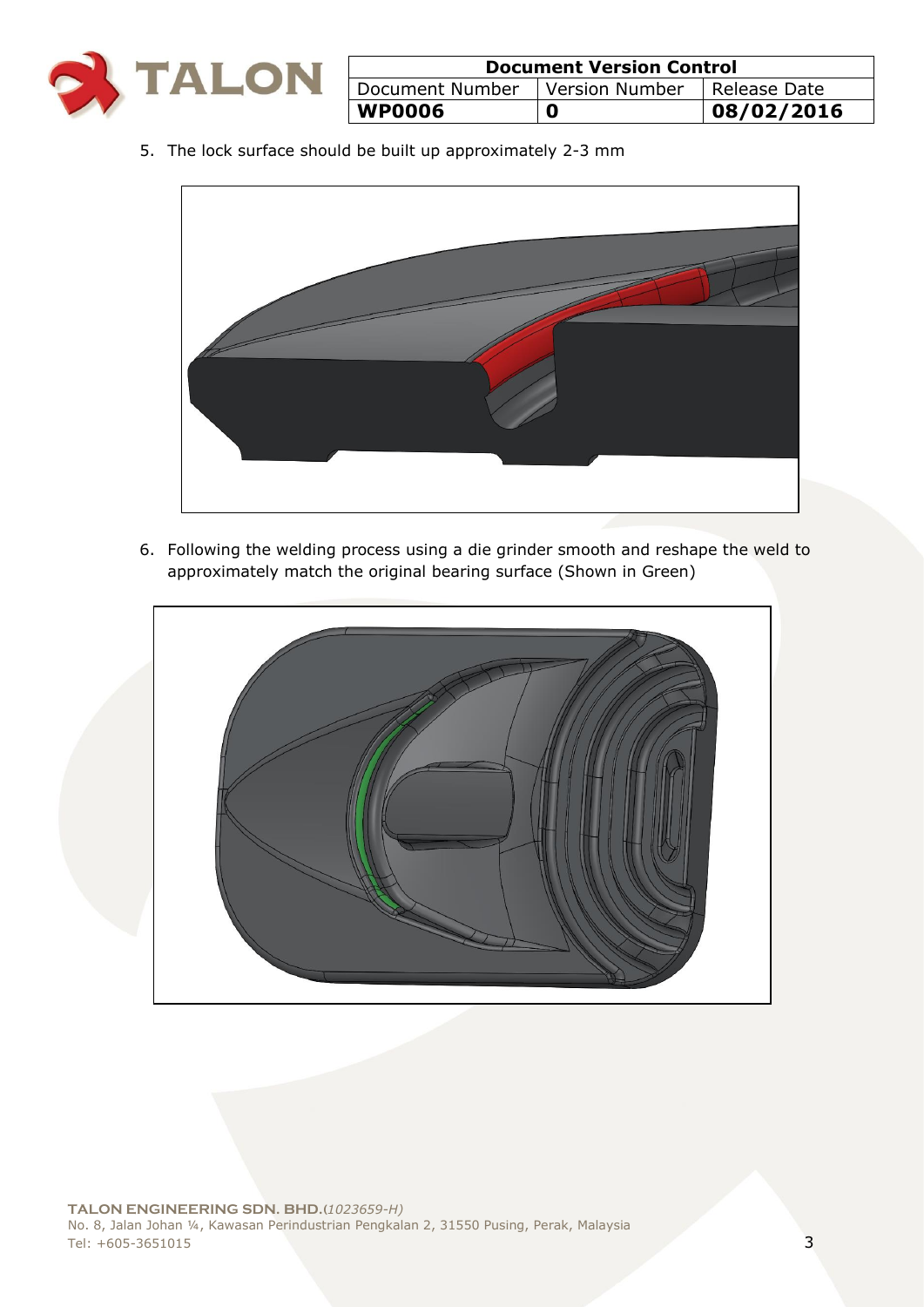5. The lock surface should be built up approximately 2-3 mm

6. Following the welding process using a die grinder smooth and reshape the weld to approximately match the original bearing surface (Shown in Green)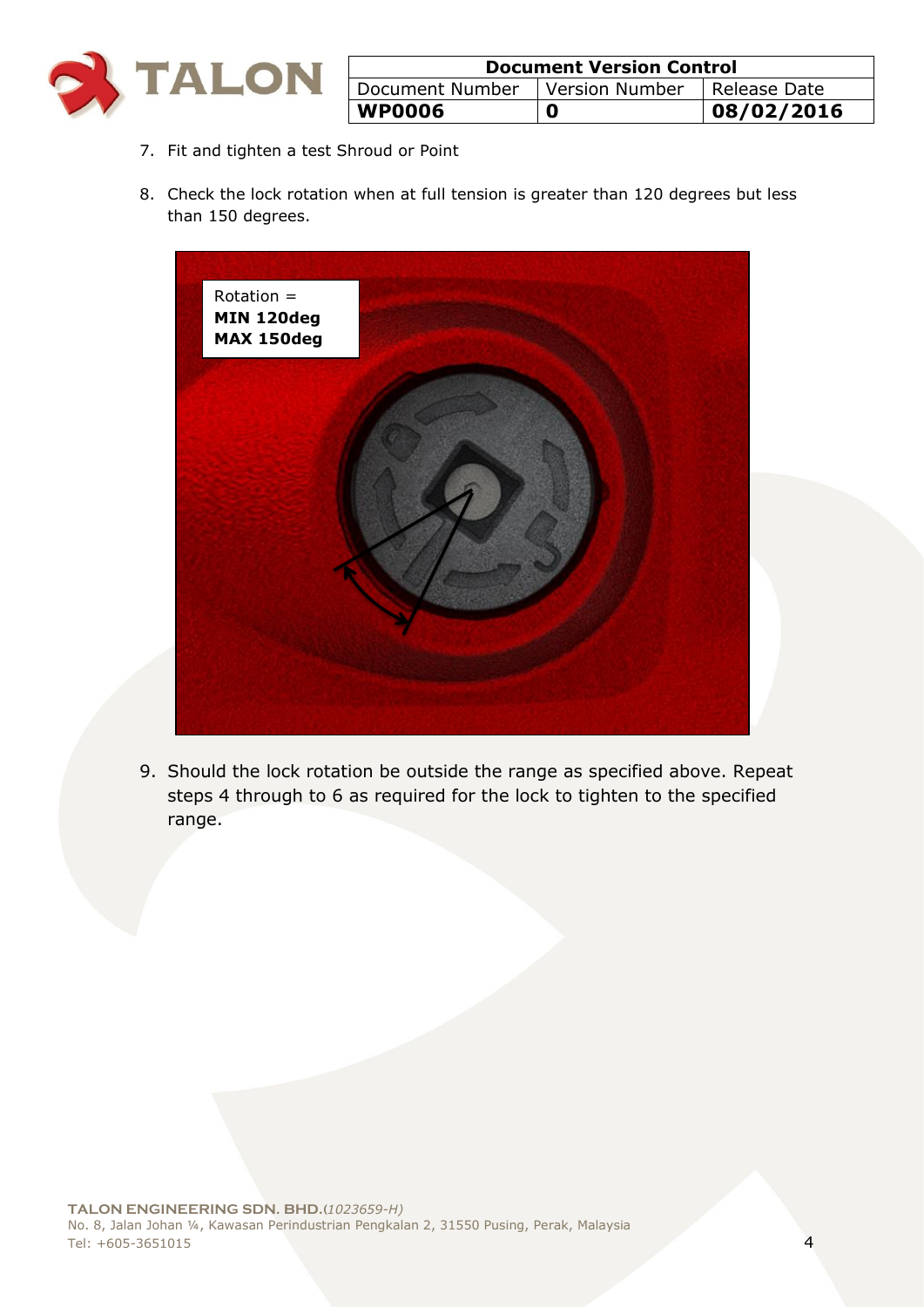7. Fit and tighten a test Shroud or Point

8. Check the lock rotation when at full tension is greater than 120 degrees but less than 150 degrees.

Rotation =
**MIN 120deg**
**MAX 150deg**

9. Should the lock rotation be outside the range as specified above. Repeat steps 4 through to 6 as required for the lock to tighten to the specified range.